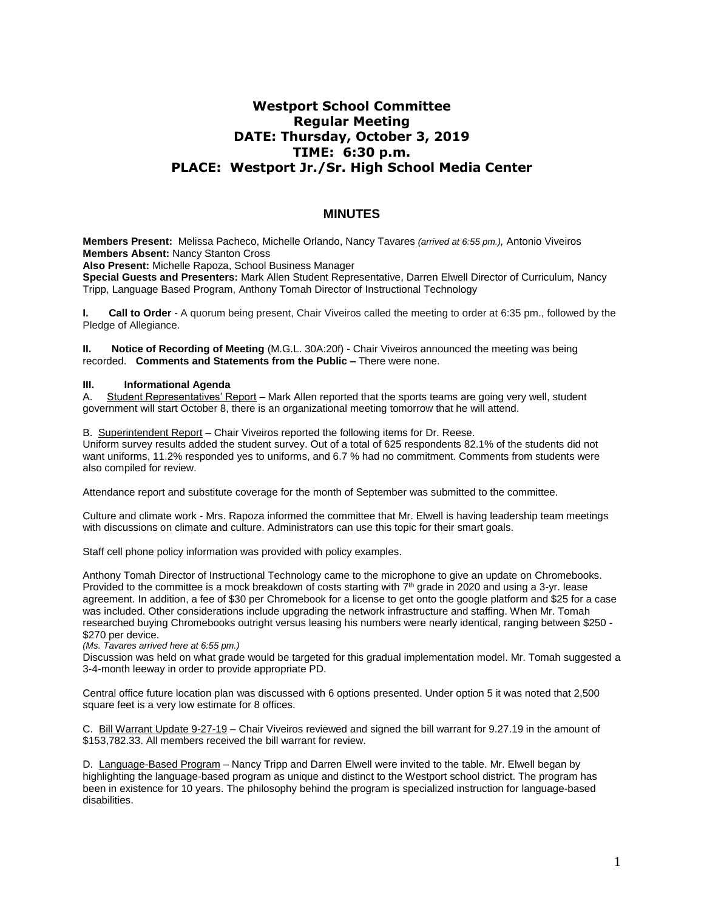# Westport School Committee
## Regular Meeting
## DATE: Thursday, October 3, 2019
## TIME: 6:30 p.m.
## PLACE: Westport Jr./Sr. High School Media Center

## MINUTES

**Members Present:** Melissa Pacheco, Michelle Orlando, Nancy Tavares *(arrived at 6:55 pm.),* Antonio Viveiros
**Members Absent:** Nancy Stanton Cross
**Also Present:** Michelle Rapoza, School Business Manager
**Special Guests and Presenters:** Mark Allen Student Representative, Darren Elwell Director of Curriculum, Nancy Tripp, Language Based Program, Anthony Tomah Director of Instructional Technology

**I. Call to Order** - A quorum being present, Chair Viveiros called the meeting to order at 6:35 pm., followed by the Pledge of Allegiance.

**II. Notice of Recording of Meeting** (M.G.L. 30A:20f) - Chair Viveiros announced the meeting was being recorded. **Comments and Statements from the Public –** There were none.

**III. Informational Agenda**

A. Student Representatives' Report – Mark Allen reported that the sports teams are going very well, student government will start October 8, there is an organizational meeting tomorrow that he will attend.

B. Superintendent Report – Chair Viveiros reported the following items for Dr. Reese.
Uniform survey results added the student survey. Out of a total of 625 respondents 82.1% of the students did not want uniforms, 11.2% responded yes to uniforms, and 6.7 % had no commitment. Comments from students were also compiled for review.

Attendance report and substitute coverage for the month of September was submitted to the committee.

Culture and climate work - Mrs. Rapoza informed the committee that Mr. Elwell is having leadership team meetings with discussions on climate and culture. Administrators can use this topic for their smart goals.

Staff cell phone policy information was provided with policy examples.

Anthony Tomah Director of Instructional Technology came to the microphone to give an update on Chromebooks. Provided to the committee is a mock breakdown of costs starting with 7th grade in 2020 and using a 3-yr. lease agreement. In addition, a fee of $30 per Chromebook for a license to get onto the google platform and $25 for a case was included. Other considerations include upgrading the network infrastructure and staffing. When Mr. Tomah researched buying Chromebooks outright versus leasing his numbers were nearly identical, ranging between $250 - $270 per device.
*(Ms. Tavares arrived here at 6:55 pm.)*
Discussion was held on what grade would be targeted for this gradual implementation model. Mr. Tomah suggested a 3-4-month leeway in order to provide appropriate PD.

Central office future location plan was discussed with 6 options presented. Under option 5 it was noted that 2,500 square feet is a very low estimate for 8 offices.

C. Bill Warrant Update 9-27-19 – Chair Viveiros reviewed and signed the bill warrant for 9.27.19 in the amount of $153,782.33. All members received the bill warrant for review.

D. Language-Based Program – Nancy Tripp and Darren Elwell were invited to the table. Mr. Elwell began by highlighting the language-based program as unique and distinct to the Westport school district. The program has been in existence for 10 years. The philosophy behind the program is specialized instruction for language-based disabilities.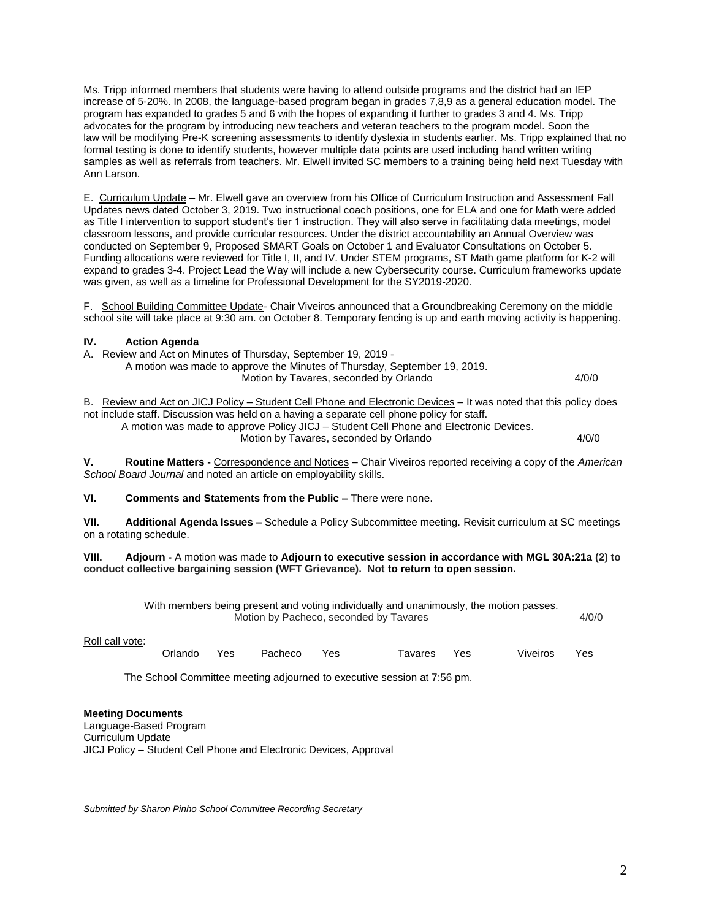Ms. Tripp informed members that students were having to attend outside programs and the district had an IEP increase of 5-20%. In 2008, the language-based program began in grades 7,8,9 as a general education model. The program has expanded to grades 5 and 6 with the hopes of expanding it further to grades 3 and 4. Ms. Tripp advocates for the program by introducing new teachers and veteran teachers to the program model. Soon the law will be modifying Pre-K screening assessments to identify dyslexia in students earlier. Ms. Tripp explained that no formal testing is done to identify students, however multiple data points are used including hand written writing samples as well as referrals from teachers. Mr. Elwell invited SC members to a training being held next Tuesday with Ann Larson.

E. Curriculum Update – Mr. Elwell gave an overview from his Office of Curriculum Instruction and Assessment Fall Updates news dated October 3, 2019. Two instructional coach positions, one for ELA and one for Math were added as Title I intervention to support student's tier 1 instruction. They will also serve in facilitating data meetings, model classroom lessons, and provide curricular resources. Under the district accountability an Annual Overview was conducted on September 9, Proposed SMART Goals on October 1 and Evaluator Consultations on October 5. Funding allocations were reviewed for Title I, II, and IV. Under STEM programs, ST Math game platform for K-2 will expand to grades 3-4. Project Lead the Way will include a new Cybersecurity course. Curriculum frameworks update was given, as well as a timeline for Professional Development for the SY2019-2020.

F. School Building Committee Update- Chair Viveiros announced that a Groundbreaking Ceremony on the middle school site will take place at 9:30 am. on October 8. Temporary fencing is up and earth moving activity is happening.

## IV. Action Agenda

A. Review and Act on Minutes of Thursday, September 19, 2019 -

A motion was made to approve the Minutes of Thursday, September 19, 2019.
Motion by Tavares, seconded by Orlando 4/0/0

B. Review and Act on JICJ Policy – Student Cell Phone and Electronic Devices – It was noted that this policy does not include staff. Discussion was held on a having a separate cell phone policy for staff.

A motion was made to approve Policy JICJ – Student Cell Phone and Electronic Devices.
Motion by Tavares, seconded by Orlando 4/0/0

**V. Routine Matters -** Correspondence and Notices – Chair Viveiros reported receiving a copy of the *American School Board Journal* and noted an article on employability skills.

**VI. Comments and Statements from the Public –** There were none.

**VII. Additional Agenda Issues –** Schedule a Policy Subcommittee meeting. Revisit curriculum at SC meetings on a rotating schedule.

**VIII. Adjourn -** A motion was made to **Adjourn to executive session in accordance with MGL 30A:21a (2) to conduct collective bargaining session (WFT Grievance). Not to return to open session.**

With members being present and voting individually and unanimously, the motion passes.
Motion by Pacheco, seconded by Tavares 4/0/0

Roll call vote:

| | | | | | | | |
|---|---|---|---|---|---|---|---|
| Orlando | Yes | Pacheco | Yes | Tavares | Yes | Viveiros | Yes |

The School Committee meeting adjourned to executive session at 7:56 pm.

**Meeting Documents**

Language-Based Program
Curriculum Update
JICJ Policy – Student Cell Phone and Electronic Devices, Approval

*Submitted by Sharon Pinho School Committee Recording Secretary*